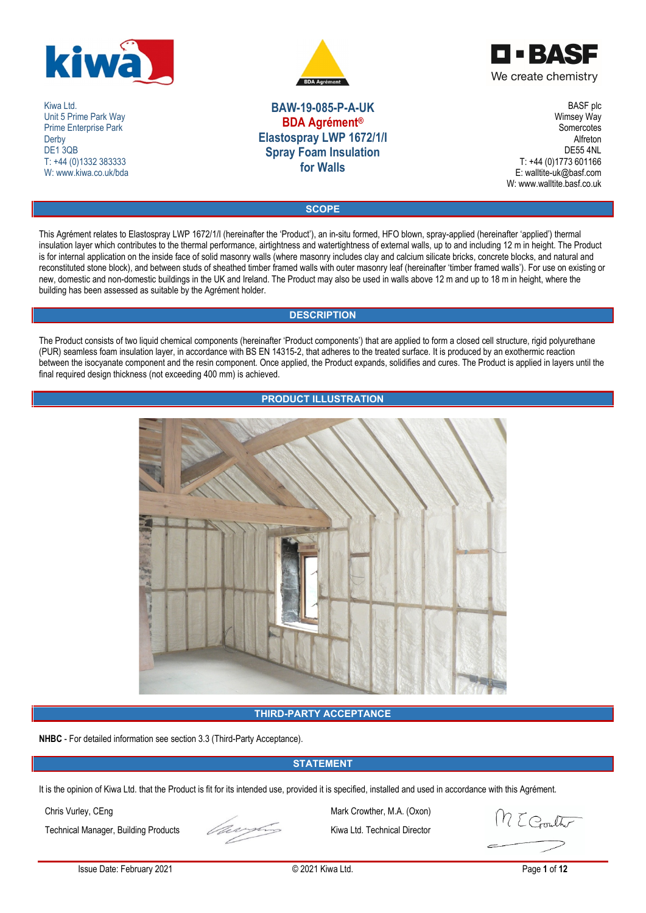Kiwa Ltd.
Unit 5 Prime Park Way
Prime Enterprise Park
Derby
DE1 3QB
T: +44 (0)1332 383333
W: www.kiwa.co.uk/bda

# BAW-19-085-P-A-UK
# BDA Agrément®
# Elastospray LWP 1672/1/I Spray Foam Insulation for Walls

BASF plc
Wimsey Way
Somercotes
Alfreton
DE55 4NL
T: +44 (0)1773 601166
E: walltite-uk@basf.com
W: www.walltite.basf.co.uk

## SCOPE

This Agrément relates to Elastospray LWP 1672/1/I (hereinafter the 'Product'), an in-situ formed, HFO blown, spray-applied (hereinafter 'applied') thermal insulation layer which contributes to the thermal performance, airtightness and watertightness of external walls, up to and including 12 m in height. The Product is for internal application on the inside face of solid masonry walls (where masonry includes clay and calcium silicate bricks, concrete blocks, and natural and reconstituted stone block), and between studs of sheathed timber framed walls with outer masonry leaf (hereinafter 'timber framed walls'). For use on existing or new, domestic and non-domestic buildings in the UK and Ireland. The Product may also be used in walls above 12 m and up to 18 m in height, where the building has been assessed as suitable by the Agrément holder.

## DESCRIPTION

The Product consists of two liquid chemical components (hereinafter 'Product components') that are applied to form a closed cell structure, rigid polyurethane (PUR) seamless foam insulation layer, in accordance with BS EN 14315-2, that adheres to the treated surface. It is produced by an exothermic reaction between the isocyanate component and the resin component. Once applied, the Product expands, solidifies and cures. The Product is applied in layers until the final required design thickness (not exceeding 400 mm) is achieved.

## PRODUCT ILLUSTRATION

## THIRD-PARTY ACCEPTANCE

**NHBC** - For detailed information see section 3.3 (Third-Party Acceptance).

## STATEMENT

It is the opinion of Kiwa Ltd. that the Product is fit for its intended use, provided it is specified, installed and used in accordance with this Agrément.

Chris Vurley, CEng
Technical Manager, Building Products

Mark Crowther, M.A. (Oxon)
Kiwa Ltd. Technical Director

Issue Date: February 2021 © 2021 Kiwa Ltd.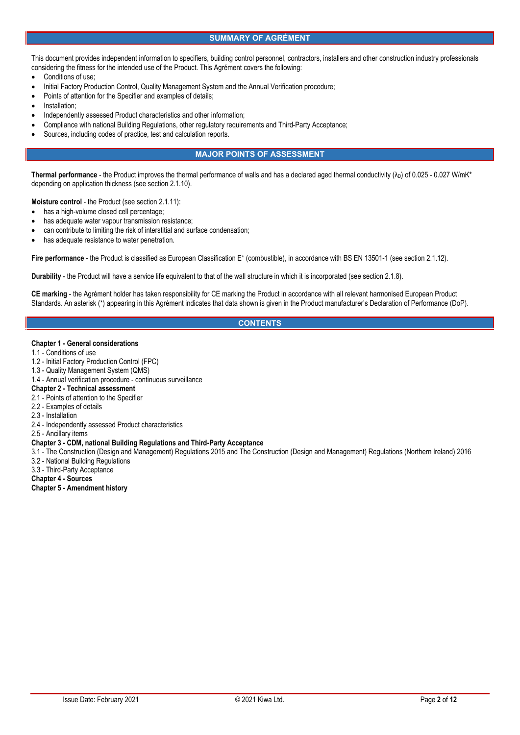## SUMMARY OF AGRÉMENT

This document provides independent information to specifiers, building control personnel, contractors, installers and other construction industry professionals considering the fitness for the intended use of the Product. This Agrément covers the following:

- Conditions of use;
- Initial Factory Production Control, Quality Management System and the Annual Verification procedure;
- Points of attention for the Specifier and examples of details;
- Installation;
- Independently assessed Product characteristics and other information;
- Compliance with national Building Regulations, other regulatory requirements and Third-Party Acceptance;
- Sources, including codes of practice, test and calculation reports.

## MAJOR POINTS OF ASSESSMENT

**Thermal performance** - the Product improves the thermal performance of walls and has a declared aged thermal conductivity ($\lambda_D$) of 0.025 - 0.027 W/mK* depending on application thickness (see section 2.1.10).

**Moisture control** - the Product (see section 2.1.11):

- has a high-volume closed cell percentage;
- has adequate water vapour transmission resistance;
- can contribute to limiting the risk of interstitial and surface condensation;
- has adequate resistance to water penetration.

**Fire performance** - the Product is classified as European Classification E* (combustible), in accordance with BS EN 13501-1 (see section 2.1.12).

**Durability** - the Product will have a service life equivalent to that of the wall structure in which it is incorporated (see section 2.1.8).

**CE marking** - the Agrément holder has taken responsibility for CE marking the Product in accordance with all relevant harmonised European Product Standards. An asterisk (*) appearing in this Agrément indicates that data shown is given in the Product manufacturer's Declaration of Performance (DoP).

## CONTENTS

**Chapter 1 - General considerations**
1.1 - Conditions of use
1.2 - Initial Factory Production Control (FPC)
1.3 - Quality Management System (QMS)
1.4 - Annual verification procedure - continuous surveillance
**Chapter 2 - Technical assessment**
2.1 - Points of attention to the Specifier
2.2 - Examples of details
2.3 - Installation
2.4 - Independently assessed Product characteristics
2.5 - Ancillary items
**Chapter 3 - CDM, national Building Regulations and Third-Party Acceptance**
3.1 - The Construction (Design and Management) Regulations 2015 and The Construction (Design and Management) Regulations (Northern Ireland) 2016
3.2 - National Building Regulations
3.3 - Third-Party Acceptance
**Chapter 4 - Sources**
**Chapter 5 - Amendment history**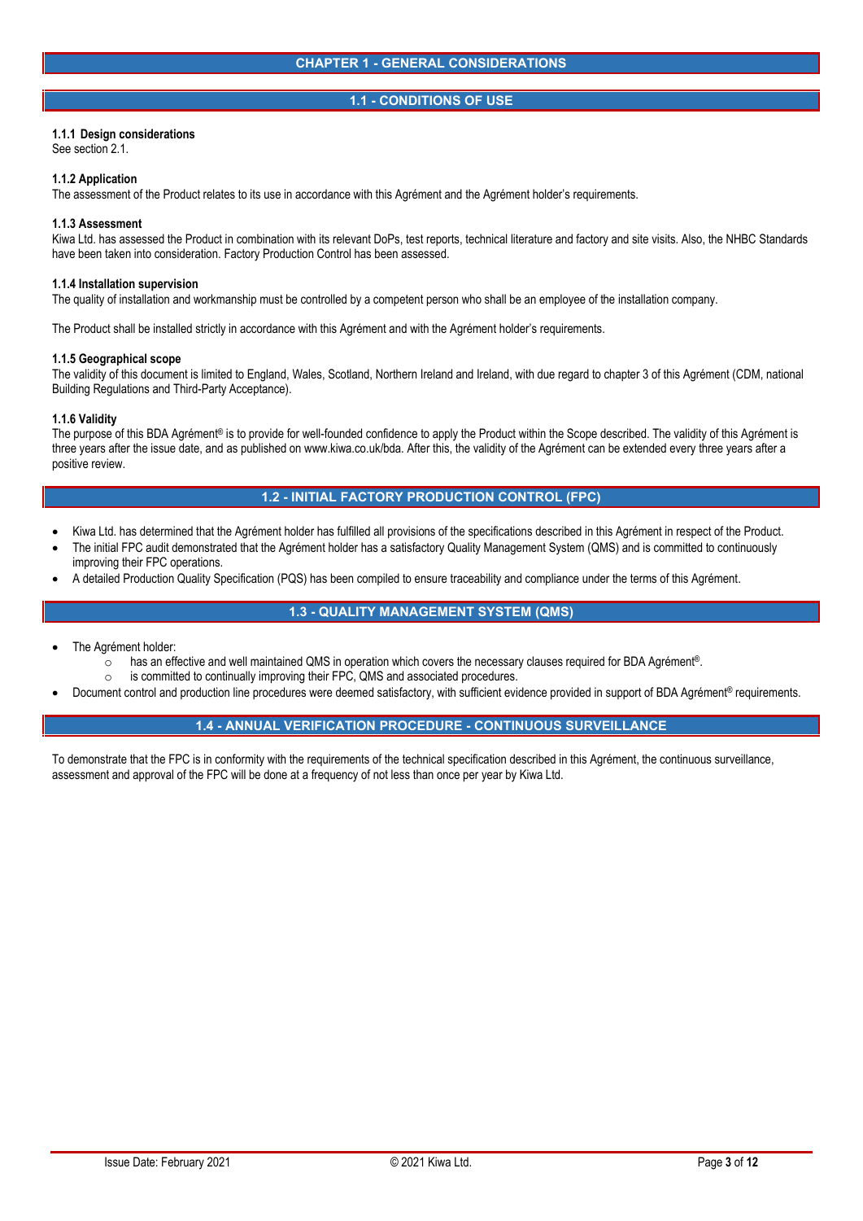# CHAPTER 1 - GENERAL CONSIDERATIONS

## 1.1 - CONDITIONS OF USE

### 1.1.1 Design considerations

See section 2.1.

### 1.1.2 Application

The assessment of the Product relates to its use in accordance with this Agrément and the Agrément holder's requirements.

### 1.1.3 Assessment

Kiwa Ltd. has assessed the Product in combination with its relevant DoPs, test reports, technical literature and factory and site visits. Also, the NHBC Standards have been taken into consideration. Factory Production Control has been assessed.

### 1.1.4 Installation supervision

The quality of installation and workmanship must be controlled by a competent person who shall be an employee of the installation company.

The Product shall be installed strictly in accordance with this Agrément and with the Agrément holder's requirements.

### 1.1.5 Geographical scope

The validity of this document is limited to England, Wales, Scotland, Northern Ireland and Ireland, with due regard to chapter 3 of this Agrément (CDM, national Building Regulations and Third-Party Acceptance).

### 1.1.6 Validity

The purpose of this BDA Agrément® is to provide for well-founded confidence to apply the Product within the Scope described. The validity of this Agrément is three years after the issue date, and as published on www.kiwa.co.uk/bda. After this, the validity of the Agrément can be extended every three years after a positive review.

## 1.2 - INITIAL FACTORY PRODUCTION CONTROL (FPC)

- Kiwa Ltd. has determined that the Agrément holder has fulfilled all provisions of the specifications described in this Agrément in respect of the Product.
- The initial FPC audit demonstrated that the Agrément holder has a satisfactory Quality Management System (QMS) and is committed to continuously improving their FPC operations.
- A detailed Production Quality Specification (PQS) has been compiled to ensure traceability and compliance under the terms of this Agrément.

## 1.3 - QUALITY MANAGEMENT SYSTEM (QMS)

- The Agrément holder:
  - has an effective and well maintained QMS in operation which covers the necessary clauses required for BDA Agrément®.
  - is committed to continually improving their FPC, QMS and associated procedures.
- Document control and production line procedures were deemed satisfactory, with sufficient evidence provided in support of BDA Agrément® requirements.

## 1.4 - ANNUAL VERIFICATION PROCEDURE - CONTINUOUS SURVEILLANCE

To demonstrate that the FPC is in conformity with the requirements of the technical specification described in this Agrément, the continuous surveillance, assessment and approval of the FPC will be done at a frequency of not less than once per year by Kiwa Ltd.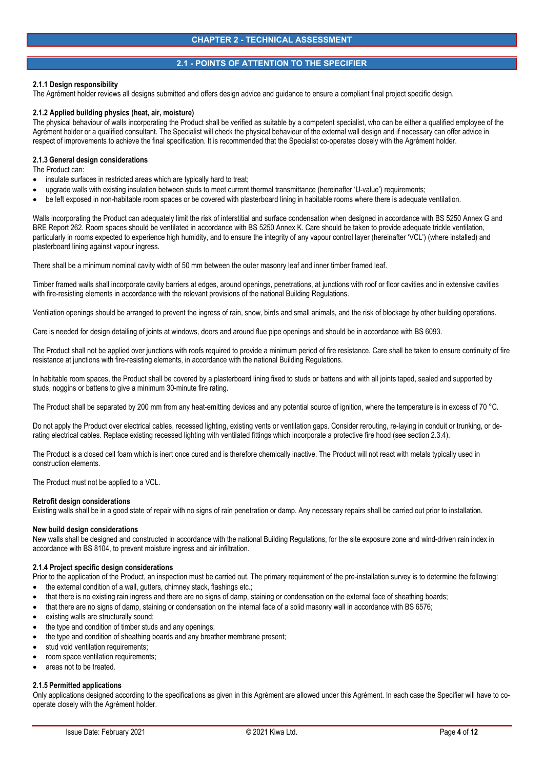## CHAPTER 2 - TECHNICAL ASSESSMENT

### 2.1 - POINTS OF ATTENTION TO THE SPECIFIER

**2.1.1 Design responsibility**

The Agrément holder reviews all designs submitted and offers design advice and guidance to ensure a compliant final project specific design.

**2.1.2 Applied building physics (heat, air, moisture)**

The physical behaviour of walls incorporating the Product shall be verified as suitable by a competent specialist, who can be either a qualified employee of the Agrément holder or a qualified consultant. The Specialist will check the physical behaviour of the external wall design and if necessary can offer advice in respect of improvements to achieve the final specification. It is recommended that the Specialist co-operates closely with the Agrément holder.

**2.1.3 General design considerations**

The Product can:

- insulate surfaces in restricted areas which are typically hard to treat;
- upgrade walls with existing insulation between studs to meet current thermal transmittance (hereinafter 'U-value') requirements;
- be left exposed in non-habitable room spaces or be covered with plasterboard lining in habitable rooms where there is adequate ventilation.

Walls incorporating the Product can adequately limit the risk of interstitial and surface condensation when designed in accordance with BS 5250 Annex G and BRE Report 262. Room spaces should be ventilated in accordance with BS 5250 Annex K. Care should be taken to provide adequate trickle ventilation, particularly in rooms expected to experience high humidity, and to ensure the integrity of any vapour control layer (hereinafter 'VCL') (where installed) and plasterboard lining against vapour ingress.

There shall be a minimum nominal cavity width of 50 mm between the outer masonry leaf and inner timber framed leaf.

Timber framed walls shall incorporate cavity barriers at edges, around openings, penetrations, at junctions with roof or floor cavities and in extensive cavities with fire-resisting elements in accordance with the relevant provisions of the national Building Regulations.

Ventilation openings should be arranged to prevent the ingress of rain, snow, birds and small animals, and the risk of blockage by other building operations.

Care is needed for design detailing of joints at windows, doors and around flue pipe openings and should be in accordance with BS 6093.

The Product shall not be applied over junctions with roofs required to provide a minimum period of fire resistance. Care shall be taken to ensure continuity of fire resistance at junctions with fire-resisting elements, in accordance with the national Building Regulations.

In habitable room spaces, the Product shall be covered by a plasterboard lining fixed to studs or battens and with all joints taped, sealed and supported by studs, noggins or battens to give a minimum 30-minute fire rating.

The Product shall be separated by 200 mm from any heat-emitting devices and any potential source of ignition, where the temperature is in excess of 70 °C.

Do not apply the Product over electrical cables, recessed lighting, existing vents or ventilation gaps. Consider rerouting, re-laying in conduit or trunking, or de-rating electrical cables. Replace existing recessed lighting with ventilated fittings which incorporate a protective fire hood (see section 2.3.4).

The Product is a closed cell foam which is inert once cured and is therefore chemically inactive. The Product will not react with metals typically used in construction elements.

The Product must not be applied to a VCL.

**Retrofit design considerations**

Existing walls shall be in a good state of repair with no signs of rain penetration or damp. Any necessary repairs shall be carried out prior to installation.

**New build design considerations**

New walls shall be designed and constructed in accordance with the national Building Regulations, for the site exposure zone and wind-driven rain index in accordance with BS 8104, to prevent moisture ingress and air infiltration.

**2.1.4 Project specific design considerations**

Prior to the application of the Product, an inspection must be carried out. The primary requirement of the pre-installation survey is to determine the following:

- the external condition of a wall, gutters, chimney stack, flashings etc.;
- that there is no existing rain ingress and there are no signs of damp, staining or condensation on the external face of sheathing boards;
- that there are no signs of damp, staining or condensation on the internal face of a solid masonry wall in accordance with BS 6576;
- existing walls are structurally sound;
- the type and condition of timber studs and any openings;
- the type and condition of sheathing boards and any breather membrane present;
- stud void ventilation requirements;
- room space ventilation requirements;
- areas not to be treated.

**2.1.5 Permitted applications**

Only applications designed according to the specifications as given in this Agrément are allowed under this Agrément. In each case the Specifier will have to co-operate closely with the Agrément holder.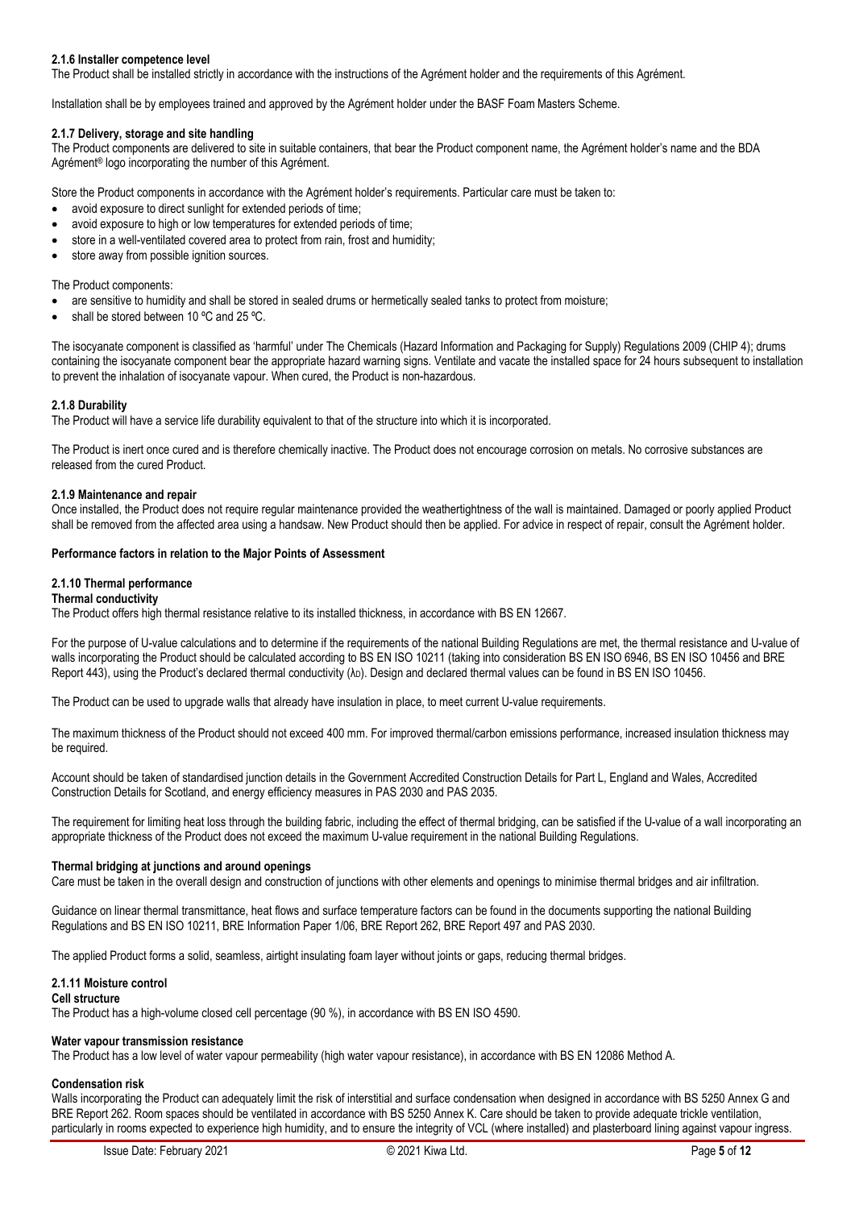#### 2.1.6 Installer competence level

The Product shall be installed strictly in accordance with the instructions of the Agrément holder and the requirements of this Agrément.

Installation shall be by employees trained and approved by the Agrément holder under the BASF Foam Masters Scheme.

#### 2.1.7 Delivery, storage and site handling

The Product components are delivered to site in suitable containers, that bear the Product component name, the Agrément holder's name and the BDA Agrément® logo incorporating the number of this Agrément.

Store the Product components in accordance with the Agrément holder's requirements. Particular care must be taken to:

- avoid exposure to direct sunlight for extended periods of time;
- avoid exposure to high or low temperatures for extended periods of time;
- store in a well-ventilated covered area to protect from rain, frost and humidity;
- store away from possible ignition sources.

The Product components:

- are sensitive to humidity and shall be stored in sealed drums or hermetically sealed tanks to protect from moisture;
- shall be stored between 10 ºC and 25 ºC.

The isocyanate component is classified as 'harmful' under The Chemicals (Hazard Information and Packaging for Supply) Regulations 2009 (CHIP 4); drums containing the isocyanate component bear the appropriate hazard warning signs. Ventilate and vacate the installed space for 24 hours subsequent to installation to prevent the inhalation of isocyanate vapour. When cured, the Product is non-hazardous.

#### 2.1.8 Durability

The Product will have a service life durability equivalent to that of the structure into which it is incorporated.

The Product is inert once cured and is therefore chemically inactive. The Product does not encourage corrosion on metals. No corrosive substances are released from the cured Product.

#### 2.1.9 Maintenance and repair

Once installed, the Product does not require regular maintenance provided the weathertightness of the wall is maintained. Damaged or poorly applied Product shall be removed from the affected area using a handsaw. New Product should then be applied. For advice in respect of repair, consult the Agrément holder.

### Performance factors in relation to the Major Points of Assessment

#### 2.1.10 Thermal performance

**Thermal conductivity**

The Product offers high thermal resistance relative to its installed thickness, in accordance with BS EN 12667.

For the purpose of U-value calculations and to determine if the requirements of the national Building Regulations are met, the thermal resistance and U-value of walls incorporating the Product should be calculated according to BS EN ISO 10211 (taking into consideration BS EN ISO 6946, BS EN ISO 10456 and BRE Report 443), using the Product's declared thermal conductivity ($\lambda_D$). Design and declared thermal values can be found in BS EN ISO 10456.

The Product can be used to upgrade walls that already have insulation in place, to meet current U-value requirements.

The maximum thickness of the Product should not exceed 400 mm. For improved thermal/carbon emissions performance, increased insulation thickness may be required.

Account should be taken of standardised junction details in the Government Accredited Construction Details for Part L, England and Wales, Accredited Construction Details for Scotland, and energy efficiency measures in PAS 2030 and PAS 2035.

The requirement for limiting heat loss through the building fabric, including the effect of thermal bridging, can be satisfied if the U-value of a wall incorporating an appropriate thickness of the Product does not exceed the maximum U-value requirement in the national Building Regulations.

**Thermal bridging at junctions and around openings**

Care must be taken in the overall design and construction of junctions with other elements and openings to minimise thermal bridges and air infiltration.

Guidance on linear thermal transmittance, heat flows and surface temperature factors can be found in the documents supporting the national Building Regulations and BS EN ISO 10211, BRE Information Paper 1/06, BRE Report 262, BRE Report 497 and PAS 2030.

The applied Product forms a solid, seamless, airtight insulating foam layer without joints or gaps, reducing thermal bridges.

#### 2.1.11 Moisture control

**Cell structure**

The Product has a high-volume closed cell percentage (90 %), in accordance with BS EN ISO 4590.

**Water vapour transmission resistance**

The Product has a low level of water vapour permeability (high water vapour resistance), in accordance with BS EN 12086 Method A.

**Condensation risk**

Walls incorporating the Product can adequately limit the risk of interstitial and surface condensation when designed in accordance with BS 5250 Annex G and BRE Report 262. Room spaces should be ventilated in accordance with BS 5250 Annex K. Care should be taken to provide adequate trickle ventilation, particularly in rooms expected to experience high humidity, and to ensure the integrity of VCL (where installed) and plasterboard lining against vapour ingress.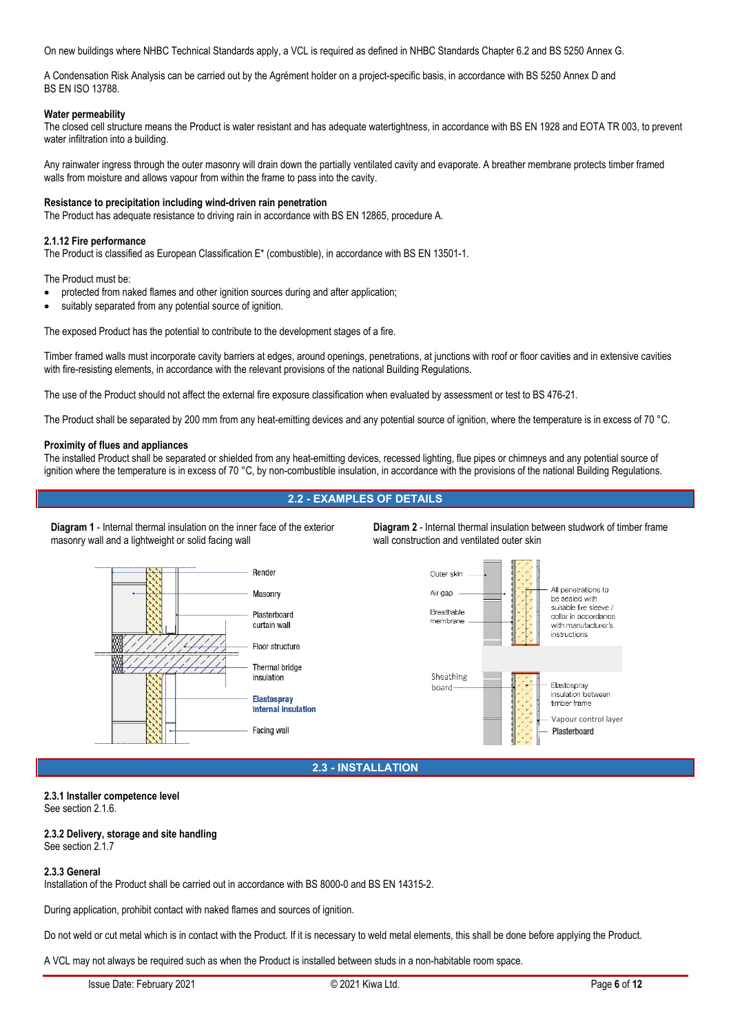On new buildings where NHBC Technical Standards apply, a VCL is required as defined in NHBC Standards Chapter 6.2 and BS 5250 Annex G.

A Condensation Risk Analysis can be carried out by the Agrément holder on a project-specific basis, in accordance with BS 5250 Annex D and BS EN ISO 13788.

**Water permeability**
The closed cell structure means the Product is water resistant and has adequate watertightness, in accordance with BS EN 1928 and EOTA TR 003, to prevent water infiltration into a building.

Any rainwater ingress through the outer masonry will drain down the partially ventilated cavity and evaporate. A breather membrane protects timber framed walls from moisture and allows vapour from within the frame to pass into the cavity.

**Resistance to precipitation including wind-driven rain penetration**
The Product has adequate resistance to driving rain in accordance with BS EN 12865, procedure A.

**2.1.12 Fire performance**
The Product is classified as European Classification E* (combustible), in accordance with BS EN 13501-1.

The Product must be:

- protected from naked flames and other ignition sources during and after application;
- suitably separated from any potential source of ignition.

The exposed Product has the potential to contribute to the development stages of a fire.

Timber framed walls must incorporate cavity barriers at edges, around openings, penetrations, at junctions with roof or floor cavities and in extensive cavities with fire-resisting elements, in accordance with the relevant provisions of the national Building Regulations.

The use of the Product should not affect the external fire exposure classification when evaluated by assessment or test to BS 476-21.

The Product shall be separated by 200 mm from any heat-emitting devices and any potential source of ignition, where the temperature is in excess of 70 °C.

**Proximity of flues and appliances**
The installed Product shall be separated or shielded from any heat-emitting devices, recessed lighting, flue pipes or chimneys and any potential source of ignition where the temperature is in excess of 70 °C, by non-combustible insulation, in accordance with the provisions of the national Building Regulations.

## 2.2 - EXAMPLES OF DETAILS

**Diagram 1** - Internal thermal insulation on the inner face of the exterior masonry wall and a lightweight or solid facing wall

Render
Masonry
Plasterboard curtain wall
Floor structure
Thermal bridge insulation
**Elastospray internal insulation**
Facing wall

**Diagram 2** - Internal thermal insulation between studwork of timber frame wall construction and ventilated outer skin

Outer skin
Air gap
Breathable membrane
Sheathing board
All penetrations to be sealed with suitable fire sleeve / collar in accordance with manufacturer's instructions
Elastospray insulation between timber frame
Vapour control layer
Plasterboard

## 2.3 - INSTALLATION

**2.3.1 Installer competence level**
See section 2.1.6.

**2.3.2 Delivery, storage and site handling**
See section 2.1.7

**2.3.3 General**
Installation of the Product shall be carried out in accordance with BS 8000-0 and BS EN 14315-2.

During application, prohibit contact with naked flames and sources of ignition.

Do not weld or cut metal which is in contact with the Product. If it is necessary to weld metal elements, this shall be done before applying the Product.

A VCL may not always be required such as when the Product is installed between studs in a non-habitable room space.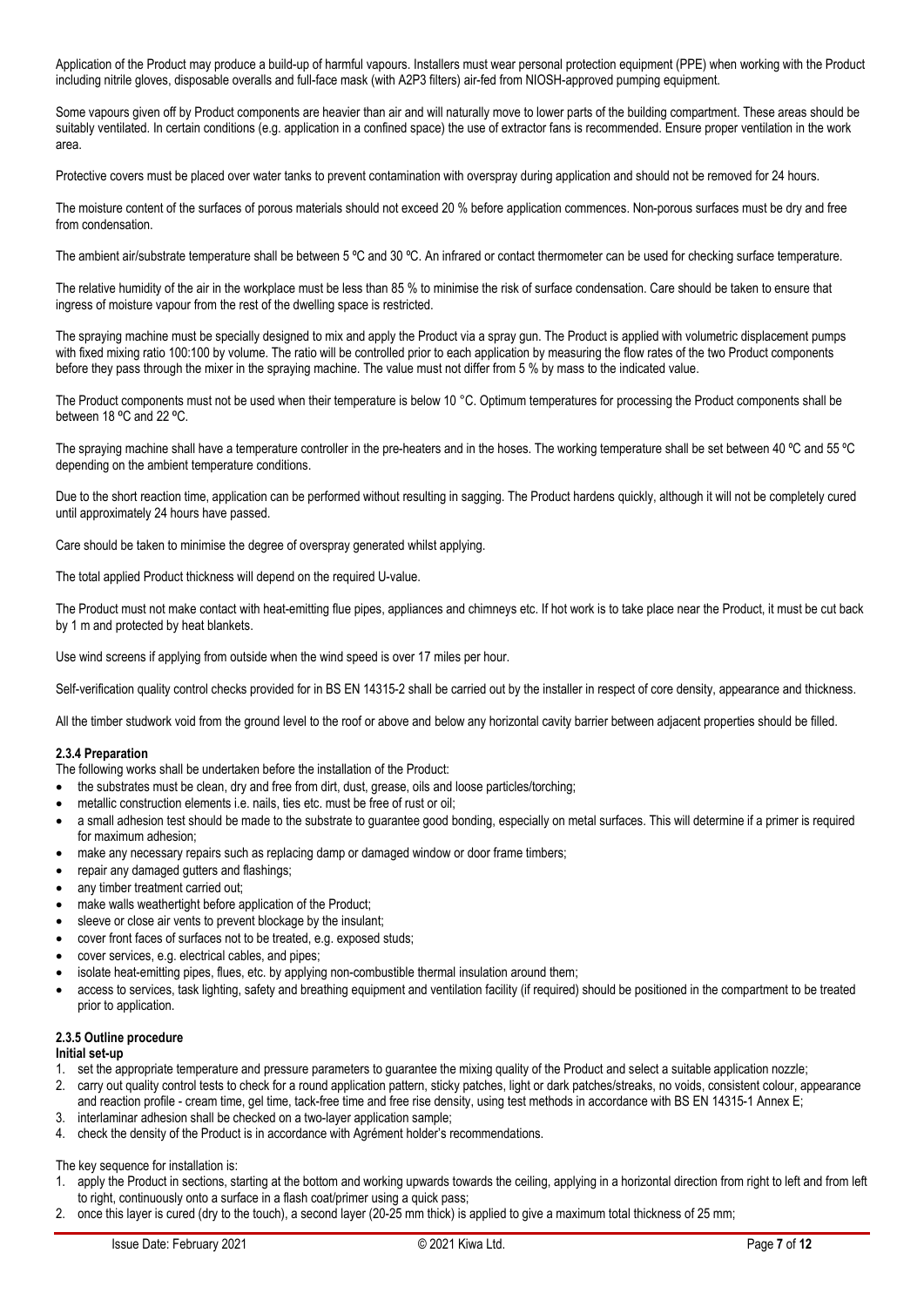Application of the Product may produce a build-up of harmful vapours. Installers must wear personal protection equipment (PPE) when working with the Product including nitrile gloves, disposable overalls and full-face mask (with A2P3 filters) air-fed from NIOSH-approved pumping equipment.

Some vapours given off by Product components are heavier than air and will naturally move to lower parts of the building compartment. These areas should be suitably ventilated. In certain conditions (e.g. application in a confined space) the use of extractor fans is recommended. Ensure proper ventilation in the work area.

Protective covers must be placed over water tanks to prevent contamination with overspray during application and should not be removed for 24 hours.

The moisture content of the surfaces of porous materials should not exceed 20 % before application commences. Non-porous surfaces must be dry and free from condensation.

The ambient air/substrate temperature shall be between 5 ºC and 30 ºC. An infrared or contact thermometer can be used for checking surface temperature.

The relative humidity of the air in the workplace must be less than 85 % to minimise the risk of surface condensation. Care should be taken to ensure that ingress of moisture vapour from the rest of the dwelling space is restricted.

The spraying machine must be specially designed to mix and apply the Product via a spray gun. The Product is applied with volumetric displacement pumps with fixed mixing ratio 100:100 by volume. The ratio will be controlled prior to each application by measuring the flow rates of the two Product components before they pass through the mixer in the spraying machine. The value must not differ from 5 % by mass to the indicated value.

The Product components must not be used when their temperature is below 10 °C. Optimum temperatures for processing the Product components shall be between 18 ºC and 22 ºC.

The spraying machine shall have a temperature controller in the pre-heaters and in the hoses. The working temperature shall be set between 40 ºC and 55 ºC depending on the ambient temperature conditions.

Due to the short reaction time, application can be performed without resulting in sagging. The Product hardens quickly, although it will not be completely cured until approximately 24 hours have passed.

Care should be taken to minimise the degree of overspray generated whilst applying.

The total applied Product thickness will depend on the required U-value.

The Product must not make contact with heat-emitting flue pipes, appliances and chimneys etc. If hot work is to take place near the Product, it must be cut back by 1 m and protected by heat blankets.

Use wind screens if applying from outside when the wind speed is over 17 miles per hour.

Self-verification quality control checks provided for in BS EN 14315-2 shall be carried out by the installer in respect of core density, appearance and thickness.

All the timber studwork void from the ground level to the roof or above and below any horizontal cavity barrier between adjacent properties should be filled.

### 2.3.4 Preparation

The following works shall be undertaken before the installation of the Product:

- the substrates must be clean, dry and free from dirt, dust, grease, oils and loose particles/torching;
- metallic construction elements i.e. nails, ties etc. must be free of rust or oil;
- a small adhesion test should be made to the substrate to guarantee good bonding, especially on metal surfaces. This will determine if a primer is required for maximum adhesion;
- make any necessary repairs such as replacing damp or damaged window or door frame timbers;
- repair any damaged gutters and flashings;
- any timber treatment carried out;
- make walls weathertight before application of the Product;
- sleeve or close air vents to prevent blockage by the insulant;
- cover front faces of surfaces not to be treated, e.g. exposed studs;
- cover services, e.g. electrical cables, and pipes;
- isolate heat-emitting pipes, flues, etc. by applying non-combustible thermal insulation around them;
- access to services, task lighting, safety and breathing equipment and ventilation facility (if required) should be positioned in the compartment to be treated prior to application.

### 2.3.5 Outline procedure

**Initial set-up**

1. set the appropriate temperature and pressure parameters to guarantee the mixing quality of the Product and select a suitable application nozzle;
2. carry out quality control tests to check for a round application pattern, sticky patches, light or dark patches/streaks, no voids, consistent colour, appearance and reaction profile - cream time, gel time, tack-free time and free rise density, using test methods in accordance with BS EN 14315-1 Annex E;
3. interlaminar adhesion shall be checked on a two-layer application sample;
4. check the density of the Product is in accordance with Agrément holder's recommendations.

The key sequence for installation is:

1. apply the Product in sections, starting at the bottom and working upwards towards the ceiling, applying in a horizontal direction from right to left and from left to right, continuously onto a surface in a flash coat/primer using a quick pass;
2. once this layer is cured (dry to the touch), a second layer (20-25 mm thick) is applied to give a maximum total thickness of 25 mm;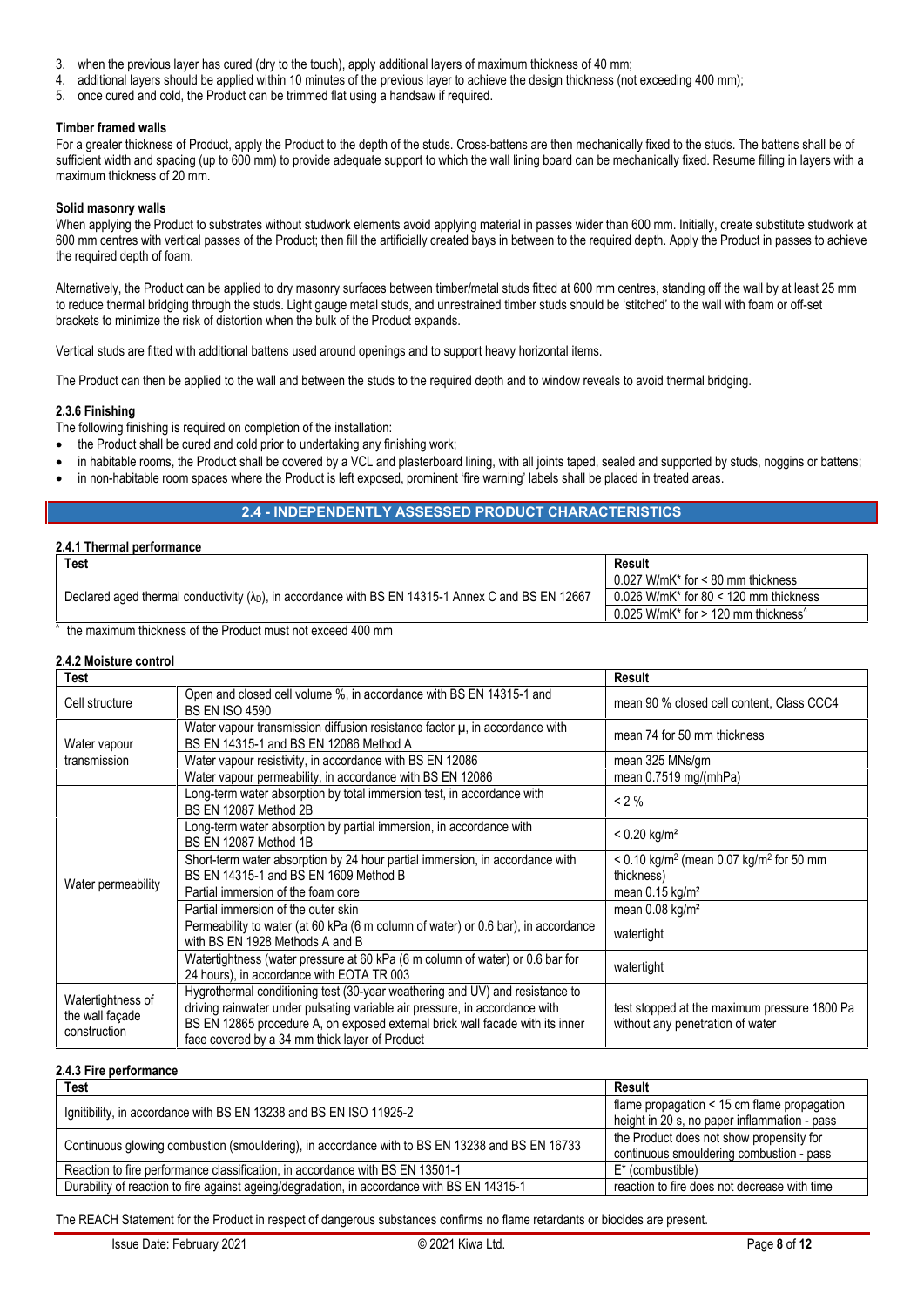3. when the previous layer has cured (dry to the touch), apply additional layers of maximum thickness of 40 mm;
4. additional layers should be applied within 10 minutes of the previous layer to achieve the design thickness (not exceeding 400 mm);
5. once cured and cold, the Product can be trimmed flat using a handsaw if required.

**Timber framed walls**

For a greater thickness of Product, apply the Product to the depth of the studs. Cross-battens are then mechanically fixed to the studs. The battens shall be of sufficient width and spacing (up to 600 mm) to provide adequate support to which the wall lining board can be mechanically fixed. Resume filling in layers with a maximum thickness of 20 mm.

**Solid masonry walls**

When applying the Product to substrates without studwork elements avoid applying material in passes wider than 600 mm. Initially, create substitute studwork at 600 mm centres with vertical passes of the Product; then fill the artificially created bays in between to the required depth. Apply the Product in passes to achieve the required depth of foam.

Alternatively, the Product can be applied to dry masonry surfaces between timber/metal studs fitted at 600 mm centres, standing off the wall by at least 25 mm to reduce thermal bridging through the studs. Light gauge metal studs, and unrestrained timber studs should be 'stitched' to the wall with foam or off-set brackets to minimize the risk of distortion when the bulk of the Product expands.

Vertical studs are fitted with additional battens used around openings and to support heavy horizontal items.

The Product can then be applied to the wall and between the studs to the required depth and to window reveals to avoid thermal bridging.

**2.3.6 Finishing**

The following finishing is required on completion of the installation:

- the Product shall be cured and cold prior to undertaking any finishing work;
- in habitable rooms, the Product shall be covered by a VCL and plasterboard lining, with all joints taped, sealed and supported by studs, noggins or battens;
- in non-habitable room spaces where the Product is left exposed, prominent 'fire warning' labels shall be placed in treated areas.

## 2.4 - INDEPENDENTLY ASSESSED PRODUCT CHARACTERISTICS

**2.4.1 Thermal performance**

| Test | Result |
|---|---|
| Declared aged thermal conductivity ($\lambda_D$), in accordance with BS EN 14315-1 Annex C and BS EN 12667 | 0.027 W/mK* for < 80 mm thickness |
| | 0.026 W/mK* for 80 < 120 mm thickness |
| | 0.025 W/mK* for > 120 mm thickness^ |

^ the maximum thickness of the Product must not exceed 400 mm

**2.4.2 Moisture control**

| Test | | Result |
|---|---|---|
| Cell structure | Open and closed cell volume %, in accordance with BS EN 14315-1 and BS EN ISO 4590 | mean 90 % closed cell content, Class CCC4 |
| Water vapour transmission | Water vapour transmission diffusion resistance factor μ, in accordance with BS EN 14315-1 and BS EN 12086 Method A | mean 74 for 50 mm thickness |
| | Water vapour resistivity, in accordance with BS EN 12086 | mean 325 MNs/gm |
| | Water vapour permeability, in accordance with BS EN 12086 | mean 0.7519 mg/(mhPa) |
| Water permeability | Long-term water absorption by total immersion test, in accordance with BS EN 12087 Method 2B | < 2 % |
| | Long-term water absorption by partial immersion, in accordance with BS EN 12087 Method 1B | < 0.20 kg/m² |
| | Short-term water absorption by 24 hour partial immersion, in accordance with BS EN 14315-1 and BS EN 1609 Method B | < 0.10 kg/m² (mean 0.07 kg/m² for 50 mm thickness) |
| | Partial immersion of the foam core | mean 0.15 kg/m² |
| | Partial immersion of the outer skin | mean 0.08 kg/m² |
| | Permeability to water (at 60 kPa (6 m column of water) or 0.6 bar), in accordance with BS EN 1928 Methods A and B | watertight |
| | Watertightness (water pressure at 60 kPa (6 m column of water) or 0.6 bar for 24 hours), in accordance with EOTA TR 003 | watertight |
| Watertightness of the wall façade construction | Hygrothermal conditioning test (30-year weathering and UV) and resistance to driving rainwater under pulsating variable air pressure, in accordance with BS EN 12865 procedure A, on exposed external brick wall facade with its inner face covered by a 34 mm thick layer of Product | test stopped at the maximum pressure 1800 Pa without any penetration of water |

**2.4.3 Fire performance**

| Test | Result |
|---|---|
| Ignitibility, in accordance with BS EN 13238 and BS EN ISO 11925-2 | flame propagation < 15 cm flame propagation height in 20 s, no paper inflammation - pass |
| Continuous glowing combustion (smouldering), in accordance with to BS EN 13238 and BS EN 16733 | the Product does not show propensity for continuous smouldering combustion - pass |
| Reaction to fire performance classification, in accordance with BS EN 13501-1 | E* (combustible) |
| Durability of reaction to fire against ageing/degradation, in accordance with BS EN 14315-1 | reaction to fire does not decrease with time |

The REACH Statement for the Product in respect of dangerous substances confirms no flame retardants or biocides are present.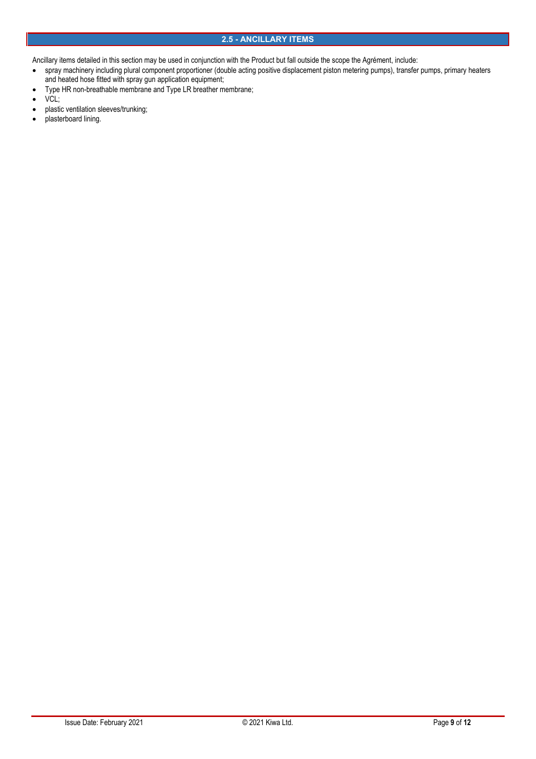## 2.5 - ANCILLARY ITEMS

Ancillary items detailed in this section may be used in conjunction with the Product but fall outside the scope the Agrément, include:

- spray machinery including plural component proportioner (double acting positive displacement piston metering pumps), transfer pumps, primary heaters and heated hose fitted with spray gun application equipment;
- Type HR non-breathable membrane and Type LR breather membrane;
- VCL;
- plastic ventilation sleeves/trunking;
- plasterboard lining.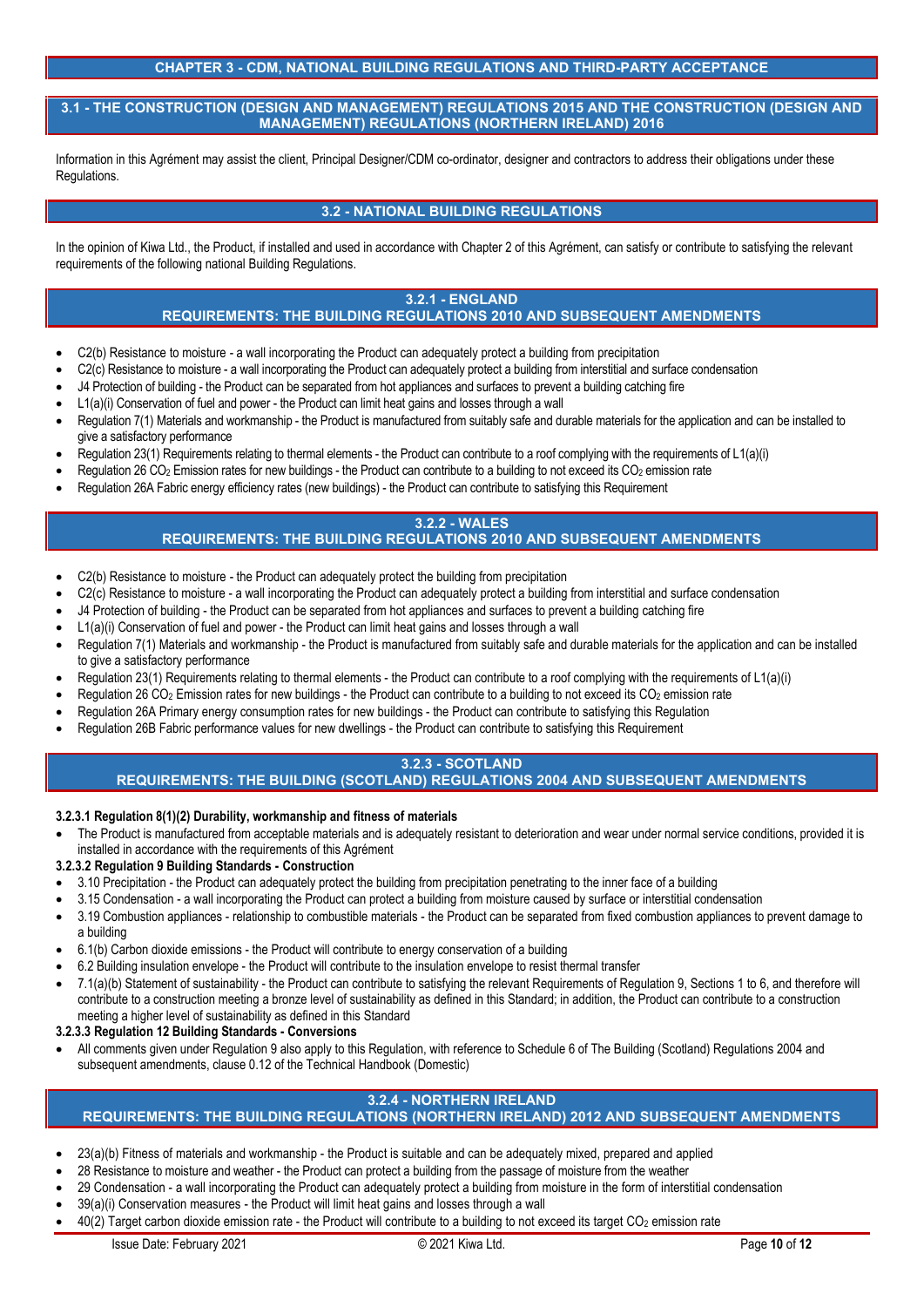## CHAPTER 3 - CDM, NATIONAL BUILDING REGULATIONS AND THIRD-PARTY ACCEPTANCE

### 3.1 - THE CONSTRUCTION (DESIGN AND MANAGEMENT) REGULATIONS 2015 AND THE CONSTRUCTION (DESIGN AND MANAGEMENT) REGULATIONS (NORTHERN IRELAND) 2016

Information in this Agrément may assist the client, Principal Designer/CDM co-ordinator, designer and contractors to address their obligations under these Regulations.

### 3.2 - NATIONAL BUILDING REGULATIONS

In the opinion of Kiwa Ltd., the Product, if installed and used in accordance with Chapter 2 of this Agrément, can satisfy or contribute to satisfying the relevant requirements of the following national Building Regulations.

### 3.2.1 - ENGLAND
### REQUIREMENTS: THE BUILDING REGULATIONS 2010 AND SUBSEQUENT AMENDMENTS

- C2(b) Resistance to moisture - a wall incorporating the Product can adequately protect a building from precipitation
- C2(c) Resistance to moisture - a wall incorporating the Product can adequately protect a building from interstitial and surface condensation
- J4 Protection of building - the Product can be separated from hot appliances and surfaces to prevent a building catching fire
- L1(a)(i) Conservation of fuel and power - the Product can limit heat gains and losses through a wall
- Regulation 7(1) Materials and workmanship - the Product is manufactured from suitably safe and durable materials for the application and can be installed to give a satisfactory performance
- Regulation 23(1) Requirements relating to thermal elements - the Product can contribute to a roof complying with the requirements of L1(a)(i)
- Regulation 26 $CO_2$ Emission rates for new buildings - the Product can contribute to a building to not exceed its $CO_2$ emission rate
- Regulation 26A Fabric energy efficiency rates (new buildings) - the Product can contribute to satisfying this Requirement

### 3.2.2 - WALES
### REQUIREMENTS: THE BUILDING REGULATIONS 2010 AND SUBSEQUENT AMENDMENTS

- C2(b) Resistance to moisture - the Product can adequately protect the building from precipitation
- C2(c) Resistance to moisture - a wall incorporating the Product can adequately protect a building from interstitial and surface condensation
- J4 Protection of building - the Product can be separated from hot appliances and surfaces to prevent a building catching fire
- L1(a)(i) Conservation of fuel and power - the Product can limit heat gains and losses through a wall
- Regulation 7(1) Materials and workmanship - the Product is manufactured from suitably safe and durable materials for the application and can be installed to give a satisfactory performance
- Regulation 23(1) Requirements relating to thermal elements - the Product can contribute to a roof complying with the requirements of L1(a)(i)
- Regulation 26 $CO_2$ Emission rates for new buildings - the Product can contribute to a building to not exceed its $CO_2$ emission rate
- Regulation 26A Primary energy consumption rates for new buildings - the Product can contribute to satisfying this Regulation
- Regulation 26B Fabric performance values for new dwellings - the Product can contribute to satisfying this Requirement

### 3.2.3 - SCOTLAND
### REQUIREMENTS: THE BUILDING (SCOTLAND) REGULATIONS 2004 AND SUBSEQUENT AMENDMENTS

**3.2.3.1 Regulation 8(1)(2) Durability, workmanship and fitness of materials**

- The Product is manufactured from acceptable materials and is adequately resistant to deterioration and wear under normal service conditions, provided it is installed in accordance with the requirements of this Agrément

**3.2.3.2 Regulation 9 Building Standards - Construction**

- 3.10 Precipitation - the Product can adequately protect the building from precipitation penetrating to the inner face of a building
- 3.15 Condensation - a wall incorporating the Product can protect a building from moisture caused by surface or interstitial condensation
- 3.19 Combustion appliances - relationship to combustible materials - the Product can be separated from fixed combustion appliances to prevent damage to a building
- 6.1(b) Carbon dioxide emissions - the Product will contribute to energy conservation of a building
- 6.2 Building insulation envelope - the Product will contribute to the insulation envelope to resist thermal transfer
- 7.1(a)(b) Statement of sustainability - the Product can contribute to satisfying the relevant Requirements of Regulation 9, Sections 1 to 6, and therefore will contribute to a construction meeting a bronze level of sustainability as defined in this Standard; in addition, the Product can contribute to a construction meeting a higher level of sustainability as defined in this Standard

**3.2.3.3 Regulation 12 Building Standards - Conversions**

- All comments given under Regulation 9 also apply to this Regulation, with reference to Schedule 6 of The Building (Scotland) Regulations 2004 and subsequent amendments, clause 0.12 of the Technical Handbook (Domestic)

### 3.2.4 - NORTHERN IRELAND
### REQUIREMENTS: THE BUILDING REGULATIONS (NORTHERN IRELAND) 2012 AND SUBSEQUENT AMENDMENTS

- 23(a)(b) Fitness of materials and workmanship - the Product is suitable and can be adequately mixed, prepared and applied
- 28 Resistance to moisture and weather - the Product can protect a building from the passage of moisture from the weather
- 29 Condensation - a wall incorporating the Product can adequately protect a building from moisture in the form of interstitial condensation
- 39(a)(i) Conservation measures - the Product will limit heat gains and losses through a wall
- 40(2) Target carbon dioxide emission rate - the Product will contribute to a building to not exceed its target $CO_2$ emission rate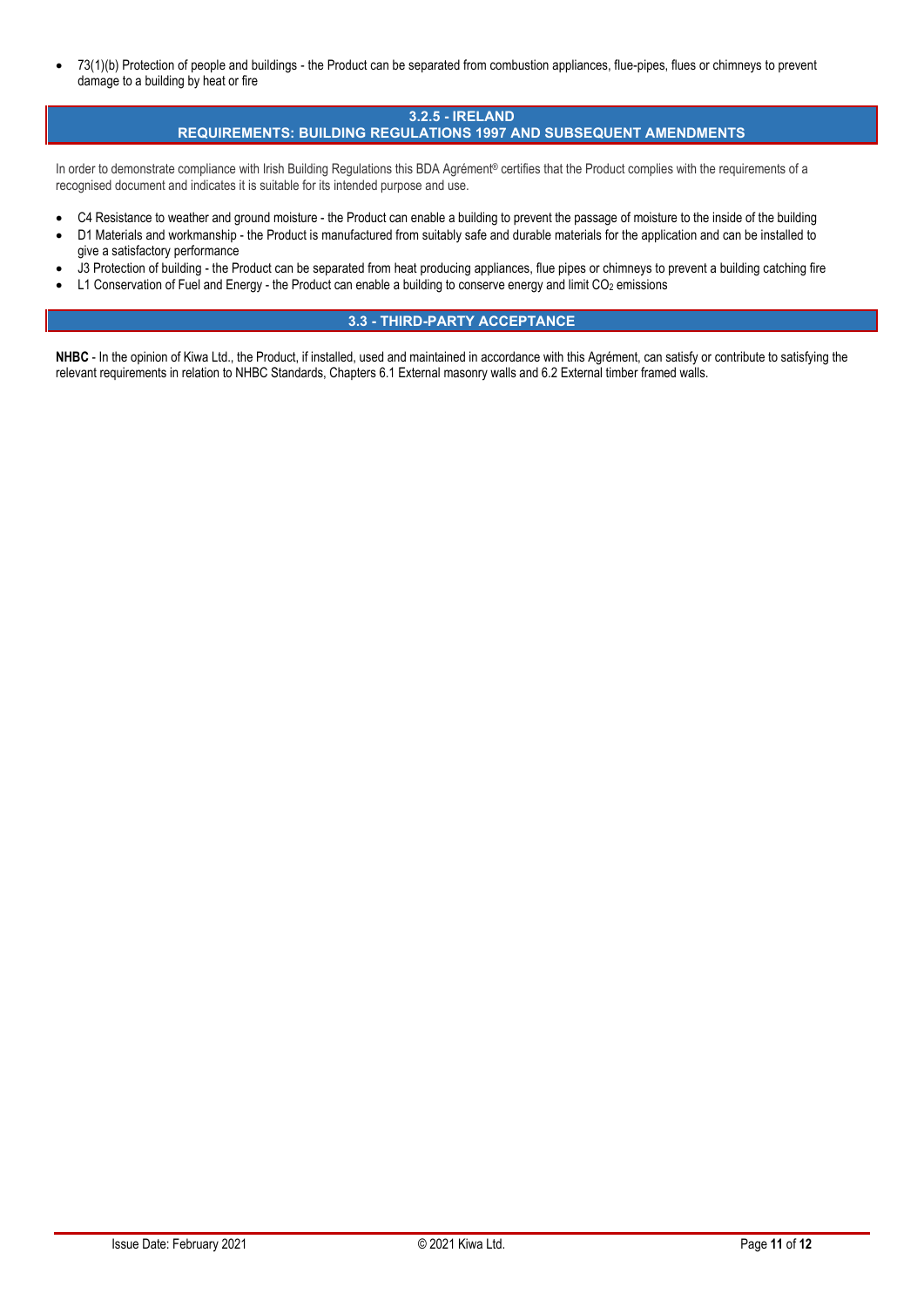- 73(1)(b) Protection of people and buildings - the Product can be separated from combustion appliances, flue-pipes, flues or chimneys to prevent damage to a building by heat or fire

## 3.2.5 - IRELAND
## REQUIREMENTS: BUILDING REGULATIONS 1997 AND SUBSEQUENT AMENDMENTS

In order to demonstrate compliance with Irish Building Regulations this BDA Agrément® certifies that the Product complies with the requirements of a recognised document and indicates it is suitable for its intended purpose and use.

- C4 Resistance to weather and ground moisture - the Product can enable a building to prevent the passage of moisture to the inside of the building
- D1 Materials and workmanship - the Product is manufactured from suitably safe and durable materials for the application and can be installed to give a satisfactory performance
- J3 Protection of building - the Product can be separated from heat producing appliances, flue pipes or chimneys to prevent a building catching fire
- L1 Conservation of Fuel and Energy - the Product can enable a building to conserve energy and limit $CO_2$ emissions

## 3.3 - THIRD-PARTY ACCEPTANCE

**NHBC** - In the opinion of Kiwa Ltd., the Product, if installed, used and maintained in accordance with this Agrément, can satisfy or contribute to satisfying the relevant requirements in relation to NHBC Standards, Chapters 6.1 External masonry walls and 6.2 External timber framed walls.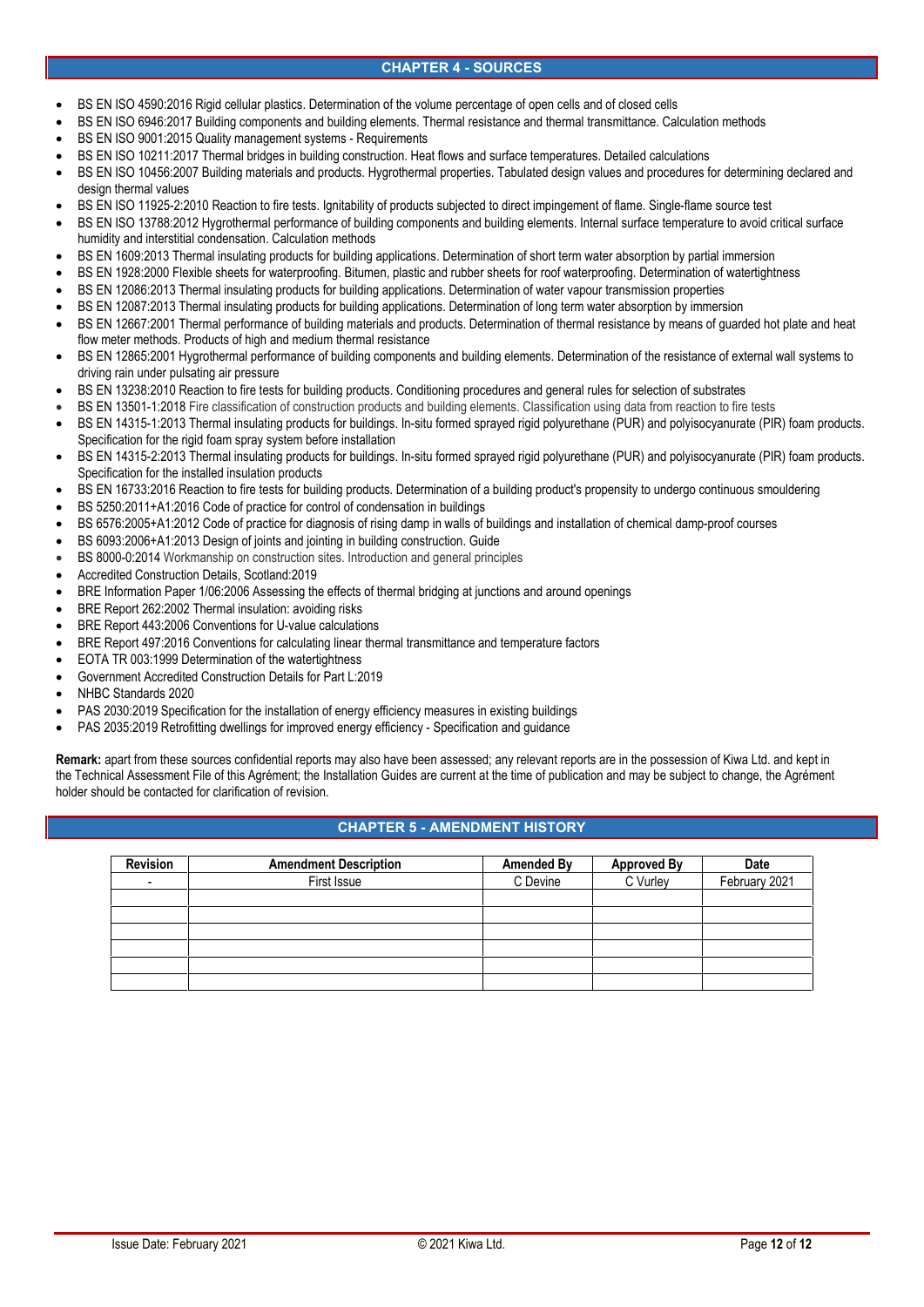## CHAPTER 4 - SOURCES

- BS EN ISO 4590:2016 Rigid cellular plastics. Determination of the volume percentage of open cells and of closed cells
- BS EN ISO 6946:2017 Building components and building elements. Thermal resistance and thermal transmittance. Calculation methods
- BS EN ISO 9001:2015 Quality management systems - Requirements
- BS EN ISO 10211:2017 Thermal bridges in building construction. Heat flows and surface temperatures. Detailed calculations
- BS EN ISO 10456:2007 Building materials and products. Hygrothermal properties. Tabulated design values and procedures for determining declared and design thermal values
- BS EN ISO 11925-2:2010 Reaction to fire tests. Ignitability of products subjected to direct impingement of flame. Single-flame source test
- BS EN ISO 13788:2012 Hygrothermal performance of building components and building elements. Internal surface temperature to avoid critical surface humidity and interstitial condensation. Calculation methods
- BS EN 1609:2013 Thermal insulating products for building applications. Determination of short term water absorption by partial immersion
- BS EN 1928:2000 Flexible sheets for waterproofing. Bitumen, plastic and rubber sheets for roof waterproofing. Determination of watertightness
- BS EN 12086:2013 Thermal insulating products for building applications. Determination of water vapour transmission properties
- BS EN 12087:2013 Thermal insulating products for building applications. Determination of long term water absorption by immersion
- BS EN 12667:2001 Thermal performance of building materials and products. Determination of thermal resistance by means of guarded hot plate and heat flow meter methods. Products of high and medium thermal resistance
- BS EN 12865:2001 Hygrothermal performance of building components and building elements. Determination of the resistance of external wall systems to driving rain under pulsating air pressure
- BS EN 13238:2010 Reaction to fire tests for building products. Conditioning procedures and general rules for selection of substrates
- BS EN 13501-1:2018 Fire classification of construction products and building elements. Classification using data from reaction to fire tests
- BS EN 14315-1:2013 Thermal insulating products for buildings. In-situ formed sprayed rigid polyurethane (PUR) and polyisocyanurate (PIR) foam products. Specification for the rigid foam spray system before installation
- BS EN 14315-2:2013 Thermal insulating products for buildings. In-situ formed sprayed rigid polyurethane (PUR) and polyisocyanurate (PIR) foam products. Specification for the installed insulation products
- BS EN 16733:2016 Reaction to fire tests for building products. Determination of a building product's propensity to undergo continuous smouldering
- BS 5250:2011+A1:2016 Code of practice for control of condensation in buildings
- BS 6576:2005+A1:2012 Code of practice for diagnosis of rising damp in walls of buildings and installation of chemical damp-proof courses
- BS 6093:2006+A1:2013 Design of joints and jointing in building construction. Guide
- BS 8000-0:2014 Workmanship on construction sites. Introduction and general principles
- Accredited Construction Details, Scotland:2019
- BRE Information Paper 1/06:2006 Assessing the effects of thermal bridging at junctions and around openings
- BRE Report 262:2002 Thermal insulation: avoiding risks
- BRE Report 443:2006 Conventions for U-value calculations
- BRE Report 497:2016 Conventions for calculating linear thermal transmittance and temperature factors
- EOTA TR 003:1999 Determination of the watertightness
- Government Accredited Construction Details for Part L:2019
- NHBC Standards 2020
- PAS 2030:2019 Specification for the installation of energy efficiency measures in existing buildings
- PAS 2035:2019 Retrofitting dwellings for improved energy efficiency - Specification and guidance

**Remark:** apart from these sources confidential reports may also have been assessed; any relevant reports are in the possession of Kiwa Ltd. and kept in the Technical Assessment File of this Agrément; the Installation Guides are current at the time of publication and may be subject to change, the Agrément holder should be contacted for clarification of revision.

## CHAPTER 5 - AMENDMENT HISTORY

| Revision | Amendment Description | Amended By | Approved By | Date |
|---|---|---|---|---|
| - | First Issue | C Devine | C Vurley | February 2021 |
| | | | | |
| | | | | |
| | | | | |
| | | | | |
| | | | | |
| | | | | |